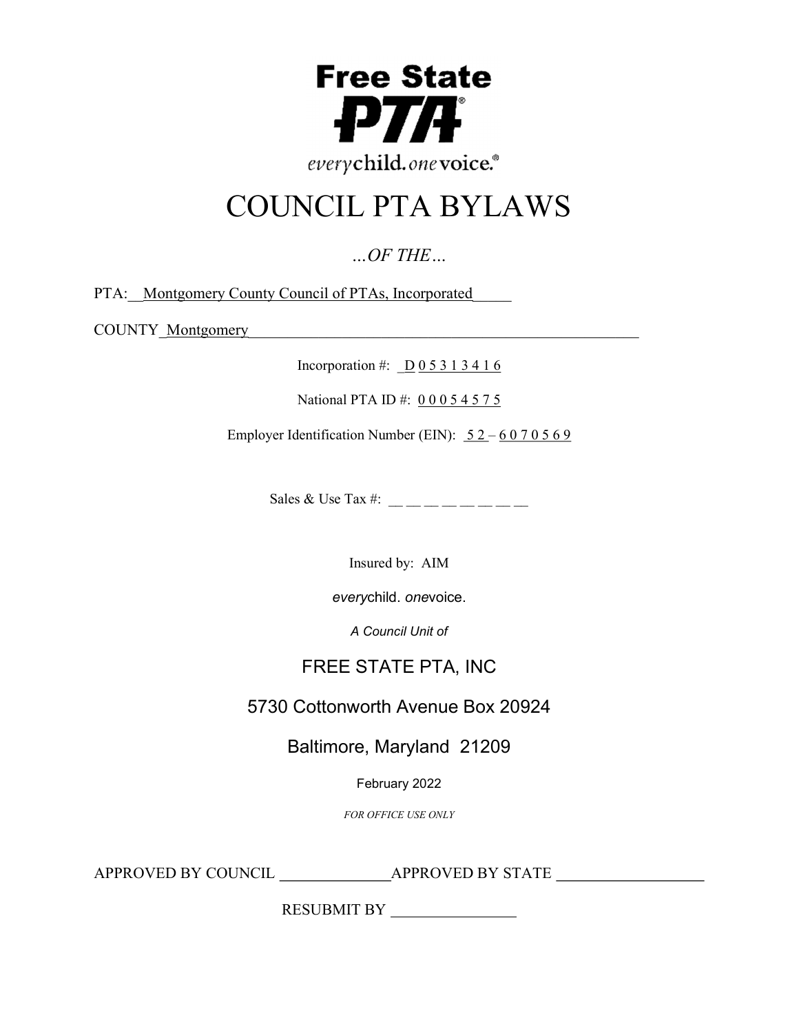Free State PTA

*every*child. *one*voice.®

# COUNCIL PTA BYLAWS

*…OF THE…*

PTA: Montgomery County Council of PTAs, Incorporated

COUNTY Montgomery

Incorporation #: D 0 5 3 1 3 4 1 6

National PTA ID #: 0 0 0 5 4 5 7 5

Employer Identification Number (EIN): 5 2 – 6 0 7 0 5 6 9

Sales & Use Tax #: __ __ __ __ __ __ __ __

Insured by: AIM

*every*child. *one*voice.

*A Council Unit of*

FREE STATE PTA, INC

5730 Cottonworth Avenue Box 20924

Baltimore, Maryland 21209

February 2022

*FOR OFFICE USE ONLY*

APPROVED BY COUNCIL ______________ APPROVED BY STATE ___________________

RESUBMIT BY ________________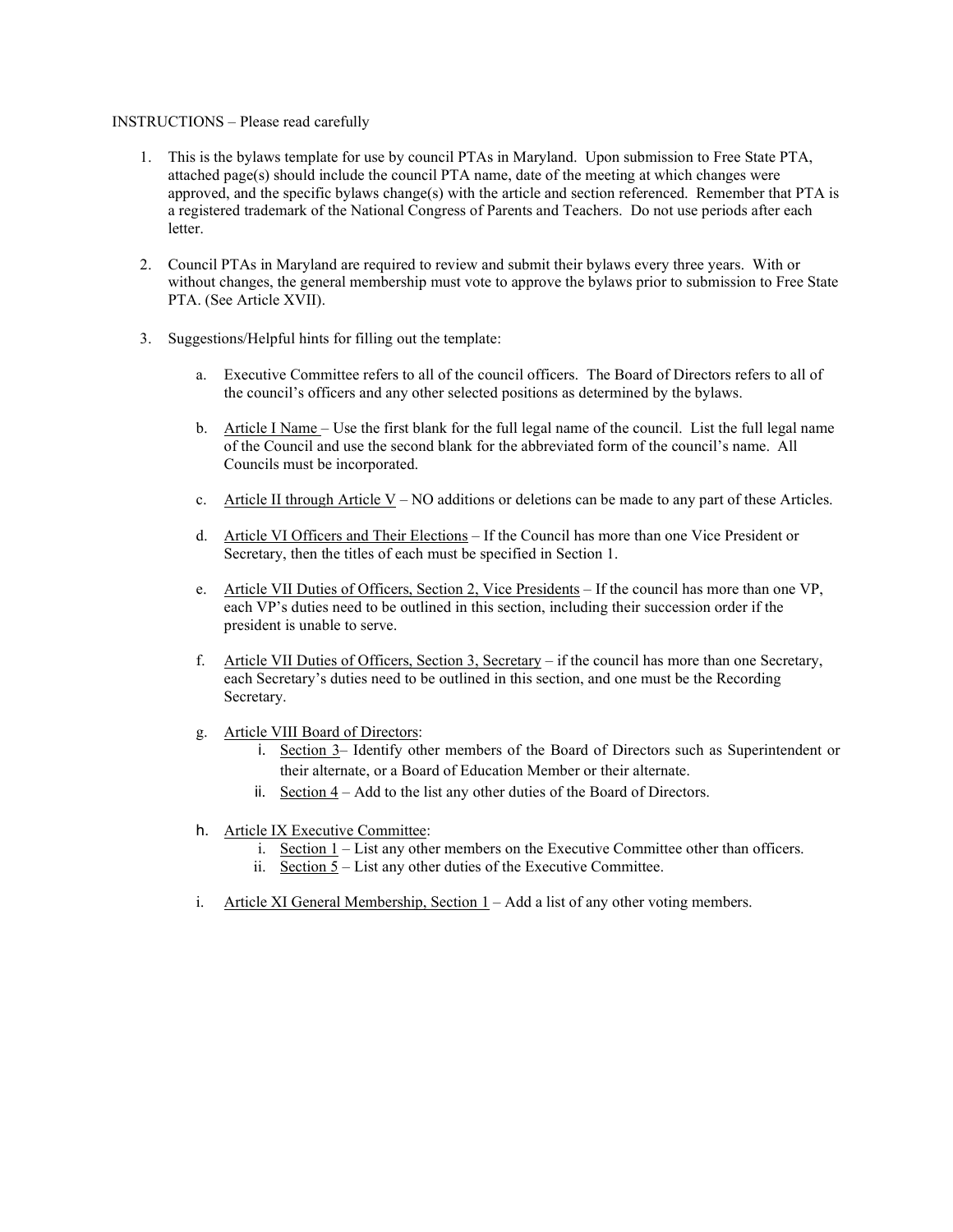INSTRUCTIONS – Please read carefully

1. This is the bylaws template for use by council PTAs in Maryland. Upon submission to Free State PTA, attached page(s) should include the council PTA name, date of the meeting at which changes were approved, and the specific bylaws change(s) with the article and section referenced. Remember that PTA is a registered trademark of the National Congress of Parents and Teachers. Do not use periods after each letter.

2. Council PTAs in Maryland are required to review and submit their bylaws every three years. With or without changes, the general membership must vote to approve the bylaws prior to submission to Free State PTA. (See Article XVII).

3. Suggestions/Helpful hints for filling out the template:

   a. Executive Committee refers to all of the council officers. The Board of Directors refers to all of the council's officers and any other selected positions as determined by the bylaws.

   b. Article I Name – Use the first blank for the full legal name of the council. List the full legal name of the Council and use the second blank for the abbreviated form of the council's name. All Councils must be incorporated.

   c. Article II through Article V – NO additions or deletions can be made to any part of these Articles.

   d. Article VI Officers and Their Elections – If the Council has more than one Vice President or Secretary, then the titles of each must be specified in Section 1.

   e. Article VII Duties of Officers, Section 2, Vice Presidents – If the council has more than one VP, each VP's duties need to be outlined in this section, including their succession order if the president is unable to serve.

   f. Article VII Duties of Officers, Section 3, Secretary – if the council has more than one Secretary, each Secretary's duties need to be outlined in this section, and one must be the Recording Secretary.

   g. Article VIII Board of Directors:
      i. Section 3– Identify other members of the Board of Directors such as Superintendent or their alternate, or a Board of Education Member or their alternate.
      ii. Section 4 – Add to the list any other duties of the Board of Directors.

   h. Article IX Executive Committee:
      i. Section 1 – List any other members on the Executive Committee other than officers.
      ii. Section 5 – List any other duties of the Executive Committee.

   i. Article XI General Membership, Section 1 – Add a list of any other voting members.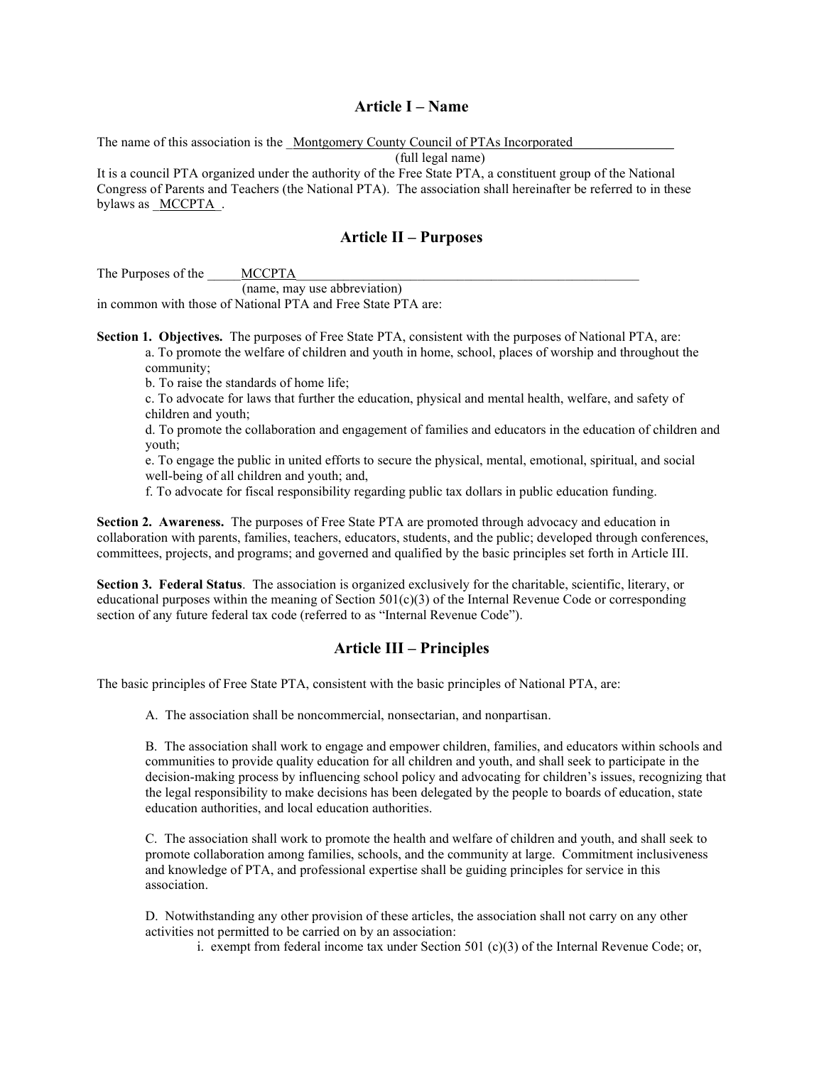## Article I – Name

The name of this association is the Montgomery County Council of PTAs Incorporated
(full legal name)
It is a council PTA organized under the authority of the Free State PTA, a constituent group of the National Congress of Parents and Teachers (the National PTA). The association shall hereinafter be referred to in these bylaws as MCCPTA.

## Article II – Purposes

The Purposes of the MCCPTA
(name, may use abbreviation)
in common with those of National PTA and Free State PTA are:

**Section 1. Objectives.** The purposes of Free State PTA, consistent with the purposes of National PTA, are:

a. To promote the welfare of children and youth in home, school, places of worship and throughout the community;

b. To raise the standards of home life;

c. To advocate for laws that further the education, physical and mental health, welfare, and safety of children and youth;

d. To promote the collaboration and engagement of families and educators in the education of children and youth;

e. To engage the public in united efforts to secure the physical, mental, emotional, spiritual, and social well-being of all children and youth; and,

f. To advocate for fiscal responsibility regarding public tax dollars in public education funding.

**Section 2. Awareness.** The purposes of Free State PTA are promoted through advocacy and education in collaboration with parents, families, teachers, educators, students, and the public; developed through conferences, committees, projects, and programs; and governed and qualified by the basic principles set forth in Article III.

**Section 3. Federal Status**. The association is organized exclusively for the charitable, scientific, literary, or educational purposes within the meaning of Section 501(c)(3) of the Internal Revenue Code or corresponding section of any future federal tax code (referred to as "Internal Revenue Code").

## Article III – Principles

The basic principles of Free State PTA, consistent with the basic principles of National PTA, are:

A. The association shall be noncommercial, nonsectarian, and nonpartisan.

B. The association shall work to engage and empower children, families, and educators within schools and communities to provide quality education for all children and youth, and shall seek to participate in the decision-making process by influencing school policy and advocating for children's issues, recognizing that the legal responsibility to make decisions has been delegated by the people to boards of education, state education authorities, and local education authorities.

C. The association shall work to promote the health and welfare of children and youth, and shall seek to promote collaboration among families, schools, and the community at large. Commitment inclusiveness and knowledge of PTA, and professional expertise shall be guiding principles for service in this association.

D. Notwithstanding any other provision of these articles, the association shall not carry on any other activities not permitted to be carried on by an association:

i. exempt from federal income tax under Section 501 (c)(3) of the Internal Revenue Code; or,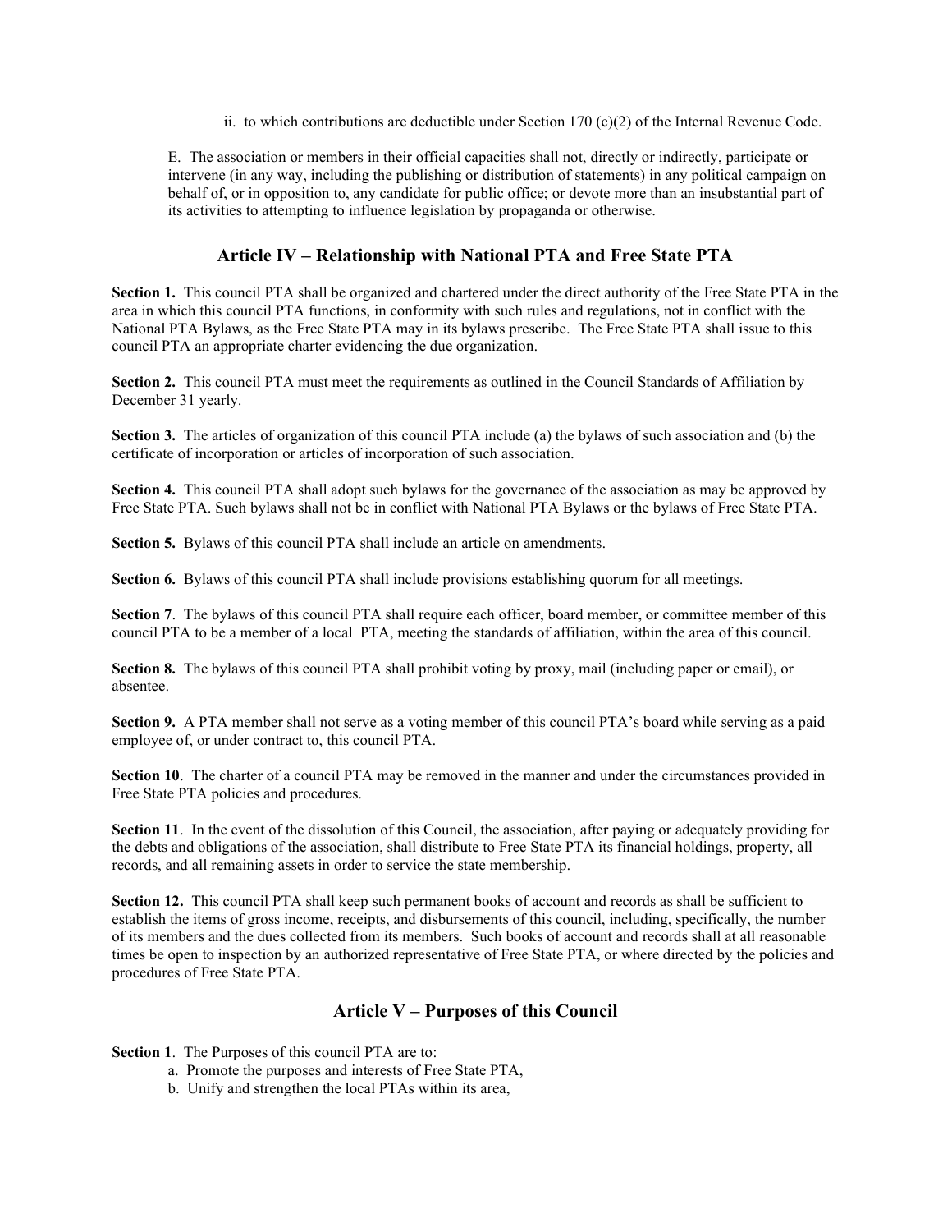ii. to which contributions are deductible under Section 170 (c)(2) of the Internal Revenue Code.

E. The association or members in their official capacities shall not, directly or indirectly, participate or intervene (in any way, including the publishing or distribution of statements) in any political campaign on behalf of, or in opposition to, any candidate for public office; or devote more than an insubstantial part of its activities to attempting to influence legislation by propaganda or otherwise.

## Article IV – Relationship with National PTA and Free State PTA

**Section 1.** This council PTA shall be organized and chartered under the direct authority of the Free State PTA in the area in which this council PTA functions, in conformity with such rules and regulations, not in conflict with the National PTA Bylaws, as the Free State PTA may in its bylaws prescribe. The Free State PTA shall issue to this council PTA an appropriate charter evidencing the due organization.

**Section 2.** This council PTA must meet the requirements as outlined in the Council Standards of Affiliation by December 31 yearly.

**Section 3.** The articles of organization of this council PTA include (a) the bylaws of such association and (b) the certificate of incorporation or articles of incorporation of such association.

**Section 4.** This council PTA shall adopt such bylaws for the governance of the association as may be approved by Free State PTA. Such bylaws shall not be in conflict with National PTA Bylaws or the bylaws of Free State PTA.

**Section 5.** Bylaws of this council PTA shall include an article on amendments.

**Section 6.** Bylaws of this council PTA shall include provisions establishing quorum for all meetings.

**Section 7**. The bylaws of this council PTA shall require each officer, board member, or committee member of this council PTA to be a member of a local PTA, meeting the standards of affiliation, within the area of this council.

**Section 8.** The bylaws of this council PTA shall prohibit voting by proxy, mail (including paper or email), or absentee.

**Section 9.** A PTA member shall not serve as a voting member of this council PTA's board while serving as a paid employee of, or under contract to, this council PTA.

**Section 10**. The charter of a council PTA may be removed in the manner and under the circumstances provided in Free State PTA policies and procedures.

**Section 11**. In the event of the dissolution of this Council, the association, after paying or adequately providing for the debts and obligations of the association, shall distribute to Free State PTA its financial holdings, property, all records, and all remaining assets in order to service the state membership.

**Section 12.** This council PTA shall keep such permanent books of account and records as shall be sufficient to establish the items of gross income, receipts, and disbursements of this council, including, specifically, the number of its members and the dues collected from its members. Such books of account and records shall at all reasonable times be open to inspection by an authorized representative of Free State PTA, or where directed by the policies and procedures of Free State PTA.

## Article V – Purposes of this Council

**Section 1**. The Purposes of this council PTA are to:

a. Promote the purposes and interests of Free State PTA,
b. Unify and strengthen the local PTAs within its area,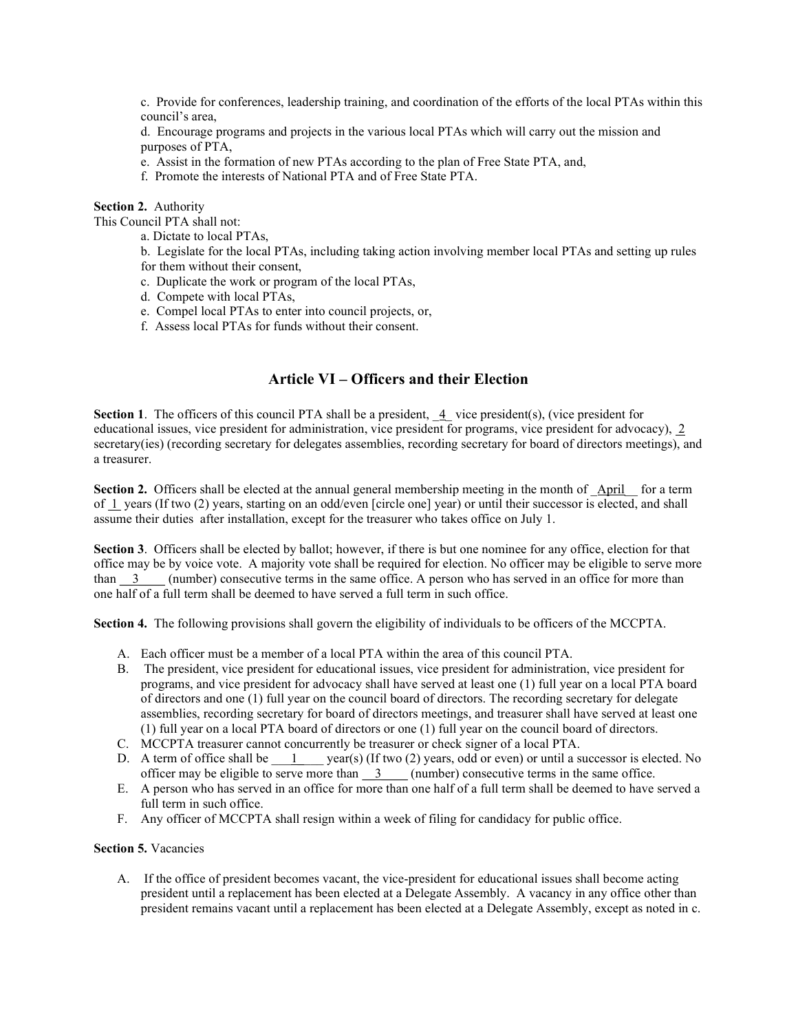c. Provide for conferences, leadership training, and coordination of the efforts of the local PTAs within this council's area,

d. Encourage programs and projects in the various local PTAs which will carry out the mission and purposes of PTA,

e. Assist in the formation of new PTAs according to the plan of Free State PTA, and,

f. Promote the interests of National PTA and of Free State PTA.

**Section 2.** Authority

This Council PTA shall not:

a. Dictate to local PTAs,

b. Legislate for the local PTAs, including taking action involving member local PTAs and setting up rules for them without their consent,

c. Duplicate the work or program of the local PTAs,

d. Compete with local PTAs,

e. Compel local PTAs to enter into council projects, or,

f. Assess local PTAs for funds without their consent.

## Article VI – Officers and their Election

**Section 1**. The officers of this council PTA shall be a president, _4_ vice president(s), (vice president for educational issues, vice president for administration, vice president for programs, vice president for advocacy), _2_ secretary(ies) (recording secretary for delegates assemblies, recording secretary for board of directors meetings), and a treasurer.

**Section 2.** Officers shall be elected at the annual general membership meeting in the month of _April__ for a term of _1_ years (If two (2) years, starting on an odd/even [circle one] year) or until their successor is elected, and shall assume their duties after installation, except for the treasurer who takes office on July 1.

**Section 3**. Officers shall be elected by ballot; however, if there is but one nominee for any office, election for that office may be by voice vote. A majority vote shall be required for election. No officer may be eligible to serve more than __3____ (number) consecutive terms in the same office. A person who has served in an office for more than one half of a full term shall be deemed to have served a full term in such office.

**Section 4.** The following provisions shall govern the eligibility of individuals to be officers of the MCCPTA.

A. Each officer must be a member of a local PTA within the area of this council PTA.

B. The president, vice president for educational issues, vice president for administration, vice president for programs, and vice president for advocacy shall have served at least one (1) full year on a local PTA board of directors and one (1) full year on the council board of directors. The recording secretary for delegate assemblies, recording secretary for board of directors meetings, and treasurer shall have served at least one (1) full year on a local PTA board of directors or one (1) full year on the council board of directors.

C. MCCPTA treasurer cannot concurrently be treasurer or check signer of a local PTA.

D. A term of office shall be ____1____ year(s) (If two (2) years, odd or even) or until a successor is elected. No officer may be eligible to serve more than __3____ (number) consecutive terms in the same office.

E. A person who has served in an office for more than one half of a full term shall be deemed to have served a full term in such office.

F. Any officer of MCCPTA shall resign within a week of filing for candidacy for public office.

**Section 5.** Vacancies

A. If the office of president becomes vacant, the vice-president for educational issues shall become acting president until a replacement has been elected at a Delegate Assembly. A vacancy in any office other than president remains vacant until a replacement has been elected at a Delegate Assembly, except as noted in c.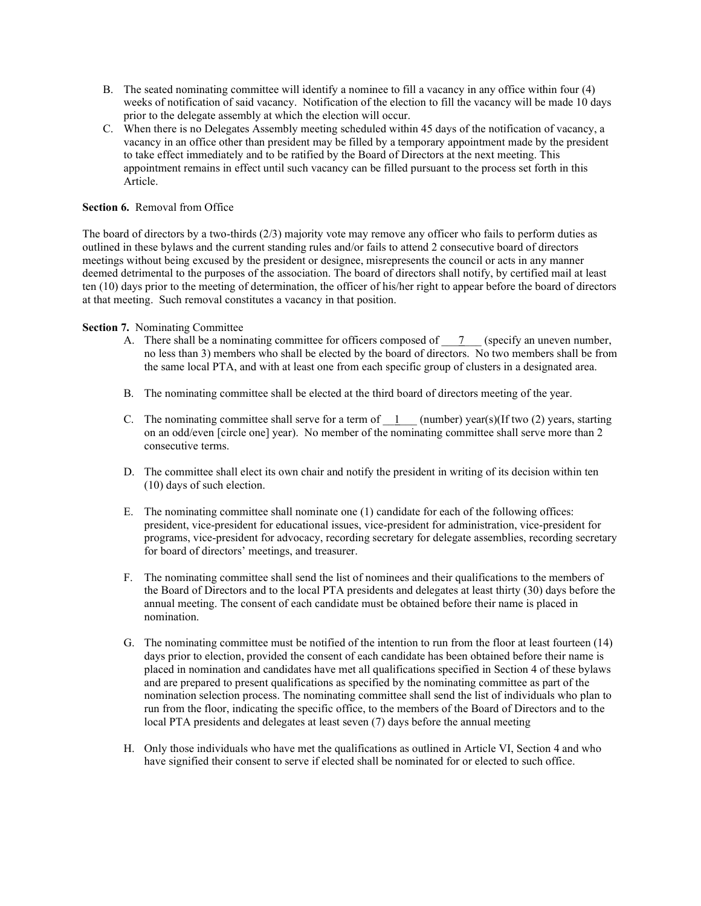B. The seated nominating committee will identify a nominee to fill a vacancy in any office within four (4) weeks of notification of said vacancy. Notification of the election to fill the vacancy will be made 10 days prior to the delegate assembly at which the election will occur.

C. When there is no Delegates Assembly meeting scheduled within 45 days of the notification of vacancy, a vacancy in an office other than president may be filled by a temporary appointment made by the president to take effect immediately and to be ratified by the Board of Directors at the next meeting. This appointment remains in effect until such vacancy can be filled pursuant to the process set forth in this Article.

**Section 6.** Removal from Office

The board of directors by a two-thirds (2/3) majority vote may remove any officer who fails to perform duties as outlined in these bylaws and the current standing rules and/or fails to attend 2 consecutive board of directors meetings without being excused by the president or designee, misrepresents the council or acts in any manner deemed detrimental to the purposes of the association. The board of directors shall notify, by certified mail at least ten (10) days prior to the meeting of determination, the officer of his/her right to appear before the board of directors at that meeting. Such removal constitutes a vacancy in that position.

**Section 7.** Nominating Committee

A. There shall be a nominating committee for officers composed of \_\_\_7\_\_\_ (specify an uneven number, no less than 3) members who shall be elected by the board of directors. No two members shall be from the same local PTA, and with at least one from each specific group of clusters in a designated area.

B. The nominating committee shall be elected at the third board of directors meeting of the year.

C. The nominating committee shall serve for a term of \_\_1\_\_\_ (number) year(s)(If two (2) years, starting on an odd/even [circle one] year). No member of the nominating committee shall serve more than 2 consecutive terms.

D. The committee shall elect its own chair and notify the president in writing of its decision within ten (10) days of such election.

E. The nominating committee shall nominate one (1) candidate for each of the following offices: president, vice-president for educational issues, vice-president for administration, vice-president for programs, vice-president for advocacy, recording secretary for delegate assemblies, recording secretary for board of directors' meetings, and treasurer.

F. The nominating committee shall send the list of nominees and their qualifications to the members of the Board of Directors and to the local PTA presidents and delegates at least thirty (30) days before the annual meeting. The consent of each candidate must be obtained before their name is placed in nomination.

G. The nominating committee must be notified of the intention to run from the floor at least fourteen (14) days prior to election, provided the consent of each candidate has been obtained before their name is placed in nomination and candidates have met all qualifications specified in Section 4 of these bylaws and are prepared to present qualifications as specified by the nominating committee as part of the nomination selection process. The nominating committee shall send the list of individuals who plan to run from the floor, indicating the specific office, to the members of the Board of Directors and to the local PTA presidents and delegates at least seven (7) days before the annual meeting

H. Only those individuals who have met the qualifications as outlined in Article VI, Section 4 and who have signified their consent to serve if elected shall be nominated for or elected to such office.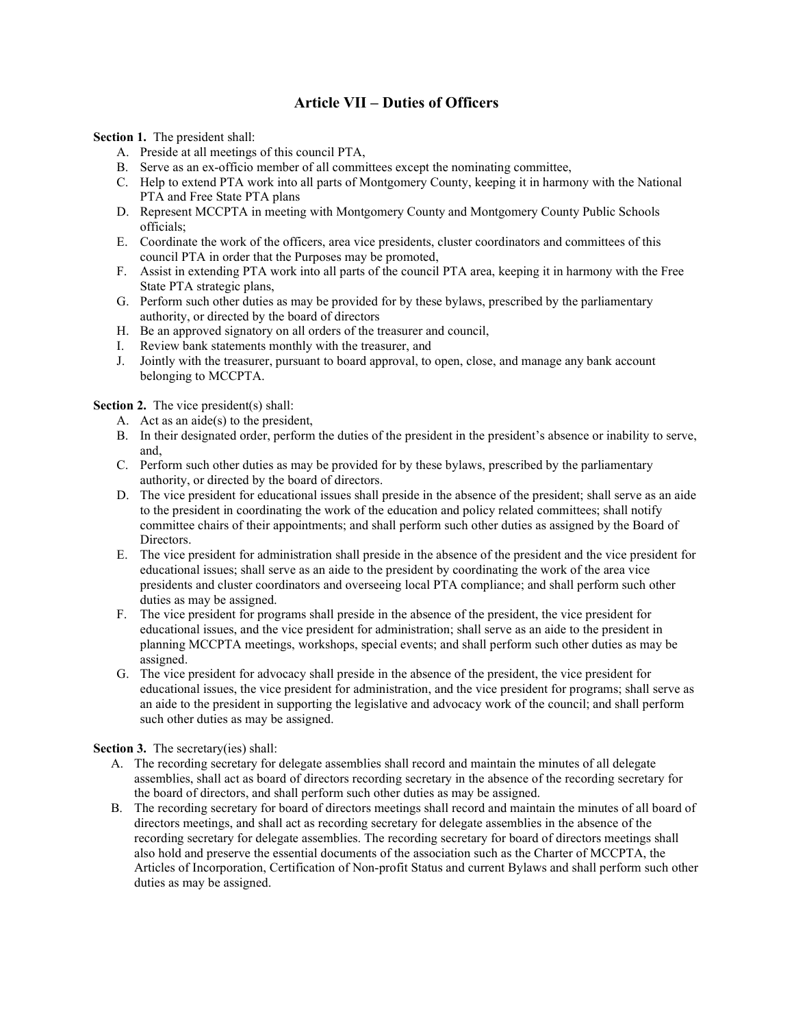## Article VII – Duties of Officers

**Section 1.** The president shall:

A. Preside at all meetings of this council PTA,
B. Serve as an ex-officio member of all committees except the nominating committee,
C. Help to extend PTA work into all parts of Montgomery County, keeping it in harmony with the National PTA and Free State PTA plans
D. Represent MCCPTA in meeting with Montgomery County and Montgomery County Public Schools officials;
E. Coordinate the work of the officers, area vice presidents, cluster coordinators and committees of this council PTA in order that the Purposes may be promoted,
F. Assist in extending PTA work into all parts of the council PTA area, keeping it in harmony with the Free State PTA strategic plans,
G. Perform such other duties as may be provided for by these bylaws, prescribed by the parliamentary authority, or directed by the board of directors
H. Be an approved signatory on all orders of the treasurer and council,
I. Review bank statements monthly with the treasurer, and
J. Jointly with the treasurer, pursuant to board approval, to open, close, and manage any bank account belonging to MCCPTA.

**Section 2.** The vice president(s) shall:

A. Act as an aide(s) to the president,
B. In their designated order, perform the duties of the president in the president's absence or inability to serve, and,
C. Perform such other duties as may be provided for by these bylaws, prescribed by the parliamentary authority, or directed by the board of directors.
D. The vice president for educational issues shall preside in the absence of the president; shall serve as an aide to the president in coordinating the work of the education and policy related committees; shall notify committee chairs of their appointments; and shall perform such other duties as assigned by the Board of Directors.
E. The vice president for administration shall preside in the absence of the president and the vice president for educational issues; shall serve as an aide to the president by coordinating the work of the area vice presidents and cluster coordinators and overseeing local PTA compliance; and shall perform such other duties as may be assigned.
F. The vice president for programs shall preside in the absence of the president, the vice president for educational issues, and the vice president for administration; shall serve as an aide to the president in planning MCCPTA meetings, workshops, special events; and shall perform such other duties as may be assigned.
G. The vice president for advocacy shall preside in the absence of the president, the vice president for educational issues, the vice president for administration, and the vice president for programs; shall serve as an aide to the president in supporting the legislative and advocacy work of the council; and shall perform such other duties as may be assigned.

**Section 3.** The secretary(ies) shall:

A. The recording secretary for delegate assemblies shall record and maintain the minutes of all delegate assemblies, shall act as board of directors recording secretary in the absence of the recording secretary for the board of directors, and shall perform such other duties as may be assigned.
B. The recording secretary for board of directors meetings shall record and maintain the minutes of all board of directors meetings, and shall act as recording secretary for delegate assemblies in the absence of the recording secretary for delegate assemblies. The recording secretary for board of directors meetings shall also hold and preserve the essential documents of the association such as the Charter of MCCPTA, the Articles of Incorporation, Certification of Non-profit Status and current Bylaws and shall perform such other duties as may be assigned.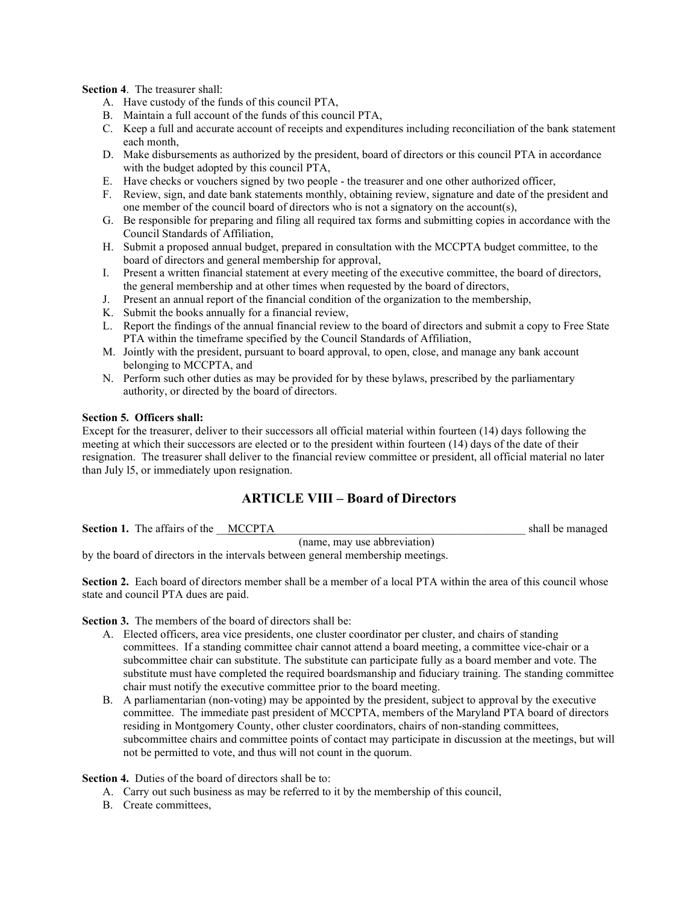**Section 4**. The treasurer shall:

A. Have custody of the funds of this council PTA,
B. Maintain a full account of the funds of this council PTA,
C. Keep a full and accurate account of receipts and expenditures including reconciliation of the bank statement each month,
D. Make disbursements as authorized by the president, board of directors or this council PTA in accordance with the budget adopted by this council PTA,
E. Have checks or vouchers signed by two people - the treasurer and one other authorized officer,
F. Review, sign, and date bank statements monthly, obtaining review, signature and date of the president and one member of the council board of directors who is not a signatory on the account(s),
G. Be responsible for preparing and filing all required tax forms and submitting copies in accordance with the Council Standards of Affiliation,
H. Submit a proposed annual budget, prepared in consultation with the MCCPTA budget committee, to the board of directors and general membership for approval,
I. Present a written financial statement at every meeting of the executive committee, the board of directors, the general membership and at other times when requested by the board of directors,
J. Present an annual report of the financial condition of the organization to the membership,
K. Submit the books annually for a financial review,
L. Report the findings of the annual financial review to the board of directors and submit a copy to Free State PTA within the timeframe specified by the Council Standards of Affiliation,
M. Jointly with the president, pursuant to board approval, to open, close, and manage any bank account belonging to MCCPTA, and
N. Perform such other duties as may be provided for by these bylaws, prescribed by the parliamentary authority, or directed by the board of directors.

**Section 5. Officers shall:**

Except for the treasurer, deliver to their successors all official material within fourteen (14) days following the meeting at which their successors are elected or to the president within fourteen (14) days of the date of their resignation. The treasurer shall deliver to the financial review committee or president, all official material no later than July l5, or immediately upon resignation.

## ARTICLE VIII – Board of Directors

**Section 1.** The affairs of the __MCCPTA__ shall be managed by the board of directors in the intervals between general membership meetings.

(name, may use abbreviation)

**Section 2.** Each board of directors member shall be a member of a local PTA within the area of this council whose state and council PTA dues are paid.

**Section 3.** The members of the board of directors shall be:

A. Elected officers, area vice presidents, one cluster coordinator per cluster, and chairs of standing committees. If a standing committee chair cannot attend a board meeting, a committee vice-chair or a subcommittee chair can substitute. The substitute can participate fully as a board member and vote. The substitute must have completed the required boardsmanship and fiduciary training. The standing committee chair must notify the executive committee prior to the board meeting.
B. A parliamentarian (non-voting) may be appointed by the president, subject to approval by the executive committee. The immediate past president of MCCPTA, members of the Maryland PTA board of directors residing in Montgomery County, other cluster coordinators, chairs of non-standing committees, subcommittee chairs and committee points of contact may participate in discussion at the meetings, but will not be permitted to vote, and thus will not count in the quorum.

**Section 4.** Duties of the board of directors shall be to:

A. Carry out such business as may be referred to it by the membership of this council,
B. Create committees,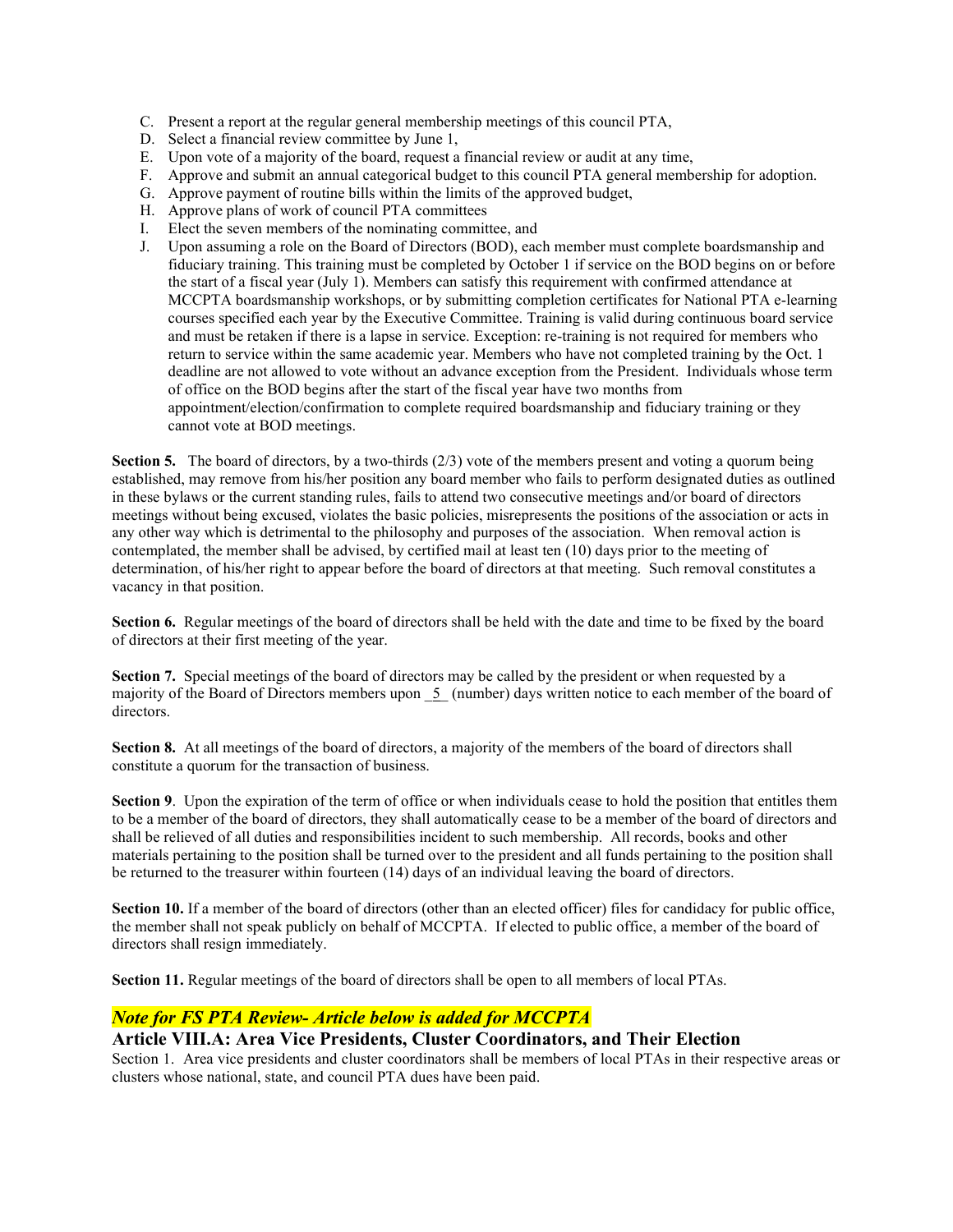C. Present a report at the regular general membership meetings of this council PTA,
D. Select a financial review committee by June 1,
E. Upon vote of a majority of the board, request a financial review or audit at any time,
F. Approve and submit an annual categorical budget to this council PTA general membership for adoption.
G. Approve payment of routine bills within the limits of the approved budget,
H. Approve plans of work of council PTA committees
I. Elect the seven members of the nominating committee, and
J. Upon assuming a role on the Board of Directors (BOD), each member must complete boardsmanship and fiduciary training. This training must be completed by October 1 if service on the BOD begins on or before the start of a fiscal year (July 1). Members can satisfy this requirement with confirmed attendance at MCCPTA boardsmanship workshops, or by submitting completion certificates for National PTA e-learning courses specified each year by the Executive Committee. Training is valid during continuous board service and must be retaken if there is a lapse in service. Exception: re-training is not required for members who return to service within the same academic year. Members who have not completed training by the Oct. 1 deadline are not allowed to vote without an advance exception from the President. Individuals whose term of office on the BOD begins after the start of the fiscal year have two months from appointment/election/confirmation to complete required boardsmanship and fiduciary training or they cannot vote at BOD meetings.

**Section 5.** The board of directors, by a two-thirds (2/3) vote of the members present and voting a quorum being established, may remove from his/her position any board member who fails to perform designated duties as outlined in these bylaws or the current standing rules, fails to attend two consecutive meetings and/or board of directors meetings without being excused, violates the basic policies, misrepresents the positions of the association or acts in any other way which is detrimental to the philosophy and purposes of the association. When removal action is contemplated, the member shall be advised, by certified mail at least ten (10) days prior to the meeting of determination, of his/her right to appear before the board of directors at that meeting. Such removal constitutes a vacancy in that position.

**Section 6.** Regular meetings of the board of directors shall be held with the date and time to be fixed by the board of directors at their first meeting of the year.

**Section 7.** Special meetings of the board of directors may be called by the president or when requested by a majority of the Board of Directors members upon _5_ (number) days written notice to each member of the board of directors.

**Section 8.** At all meetings of the board of directors, a majority of the members of the board of directors shall constitute a quorum for the transaction of business.

**Section 9**. Upon the expiration of the term of office or when individuals cease to hold the position that entitles them to be a member of the board of directors, they shall automatically cease to be a member of the board of directors and shall be relieved of all duties and responsibilities incident to such membership. All records, books and other materials pertaining to the position shall be turned over to the president and all funds pertaining to the position shall be returned to the treasurer within fourteen (14) days of an individual leaving the board of directors.

**Section 10.** If a member of the board of directors (other than an elected officer) files for candidacy for public office, the member shall not speak publicly on behalf of MCCPTA. If elected to public office, a member of the board of directors shall resign immediately.

**Section 11.** Regular meetings of the board of directors shall be open to all members of local PTAs.

***Note for FS PTA Review- Article below is added for MCCPTA***

## Article VIII.A: Area Vice Presidents, Cluster Coordinators, and Their Election

Section 1. Area vice presidents and cluster coordinators shall be members of local PTAs in their respective areas or clusters whose national, state, and council PTA dues have been paid.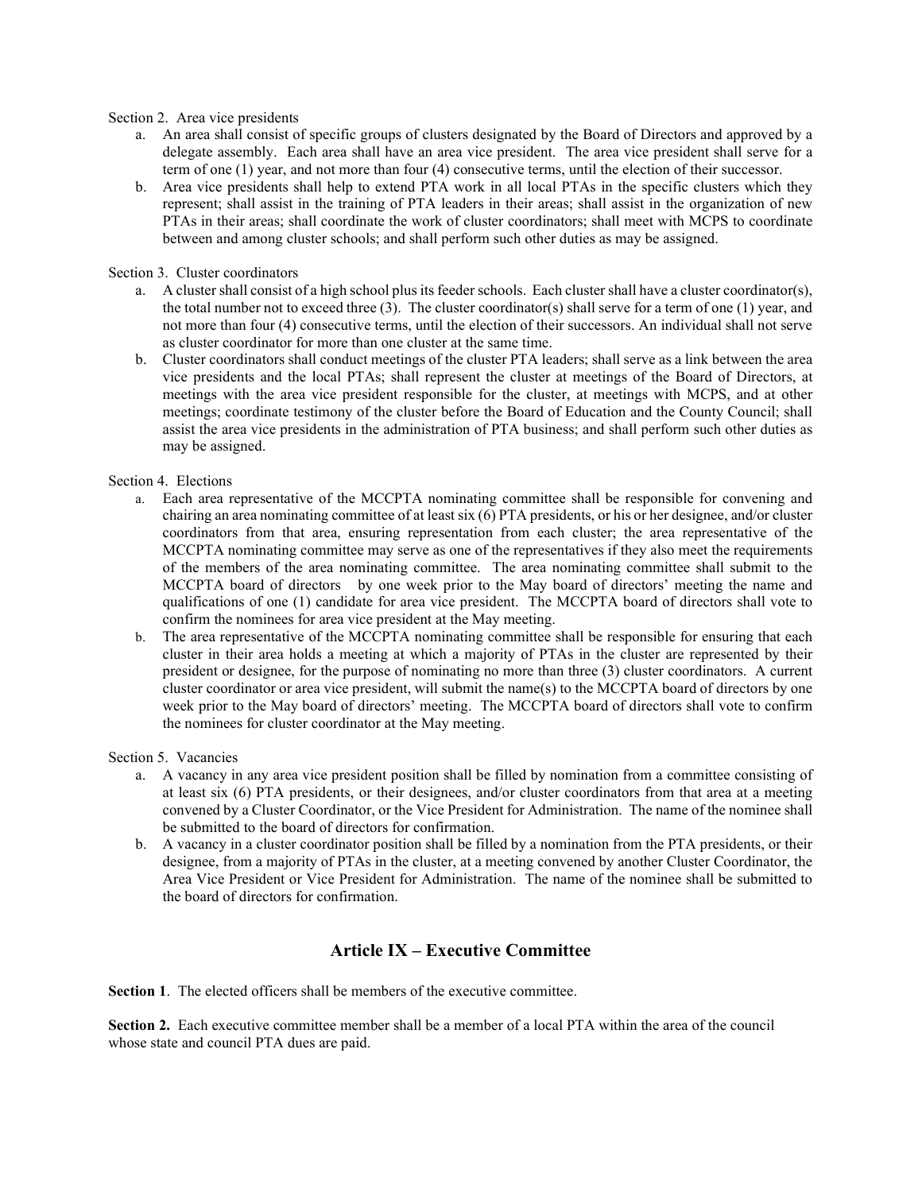Section 2. Area vice presidents

a. An area shall consist of specific groups of clusters designated by the Board of Directors and approved by a delegate assembly. Each area shall have an area vice president. The area vice president shall serve for a term of one (1) year, and not more than four (4) consecutive terms, until the election of their successor.

b. Area vice presidents shall help to extend PTA work in all local PTAs in the specific clusters which they represent; shall assist in the training of PTA leaders in their areas; shall assist in the organization of new PTAs in their areas; shall coordinate the work of cluster coordinators; shall meet with MCPS to coordinate between and among cluster schools; and shall perform such other duties as may be assigned.

Section 3. Cluster coordinators

a. A cluster shall consist of a high school plus its feeder schools. Each cluster shall have a cluster coordinator(s), the total number not to exceed three (3). The cluster coordinator(s) shall serve for a term of one (1) year, and not more than four (4) consecutive terms, until the election of their successors. An individual shall not serve as cluster coordinator for more than one cluster at the same time.

b. Cluster coordinators shall conduct meetings of the cluster PTA leaders; shall serve as a link between the area vice presidents and the local PTAs; shall represent the cluster at meetings of the Board of Directors, at meetings with the area vice president responsible for the cluster, at meetings with MCPS, and at other meetings; coordinate testimony of the cluster before the Board of Education and the County Council; shall assist the area vice presidents in the administration of PTA business; and shall perform such other duties as may be assigned.

Section 4. Elections

a. Each area representative of the MCCPTA nominating committee shall be responsible for convening and chairing an area nominating committee of at least six (6) PTA presidents, or his or her designee, and/or cluster coordinators from that area, ensuring representation from each cluster; the area representative of the MCCPTA nominating committee may serve as one of the representatives if they also meet the requirements of the members of the area nominating committee. The area nominating committee shall submit to the MCCPTA board of directors by one week prior to the May board of directors' meeting the name and qualifications of one (1) candidate for area vice president. The MCCPTA board of directors shall vote to confirm the nominees for area vice president at the May meeting.

b. The area representative of the MCCPTA nominating committee shall be responsible for ensuring that each cluster in their area holds a meeting at which a majority of PTAs in the cluster are represented by their president or designee, for the purpose of nominating no more than three (3) cluster coordinators. A current cluster coordinator or area vice president, will submit the name(s) to the MCCPTA board of directors by one week prior to the May board of directors' meeting. The MCCPTA board of directors shall vote to confirm the nominees for cluster coordinator at the May meeting.

Section 5. Vacancies

a. A vacancy in any area vice president position shall be filled by nomination from a committee consisting of at least six (6) PTA presidents, or their designees, and/or cluster coordinators from that area at a meeting convened by a Cluster Coordinator, or the Vice President for Administration. The name of the nominee shall be submitted to the board of directors for confirmation.

b. A vacancy in a cluster coordinator position shall be filled by a nomination from the PTA presidents, or their designee, from a majority of PTAs in the cluster, at a meeting convened by another Cluster Coordinator, the Area Vice President or Vice President for Administration. The name of the nominee shall be submitted to the board of directors for confirmation.

## Article IX – Executive Committee

**Section 1**. The elected officers shall be members of the executive committee.

**Section 2.** Each executive committee member shall be a member of a local PTA within the area of the council whose state and council PTA dues are paid.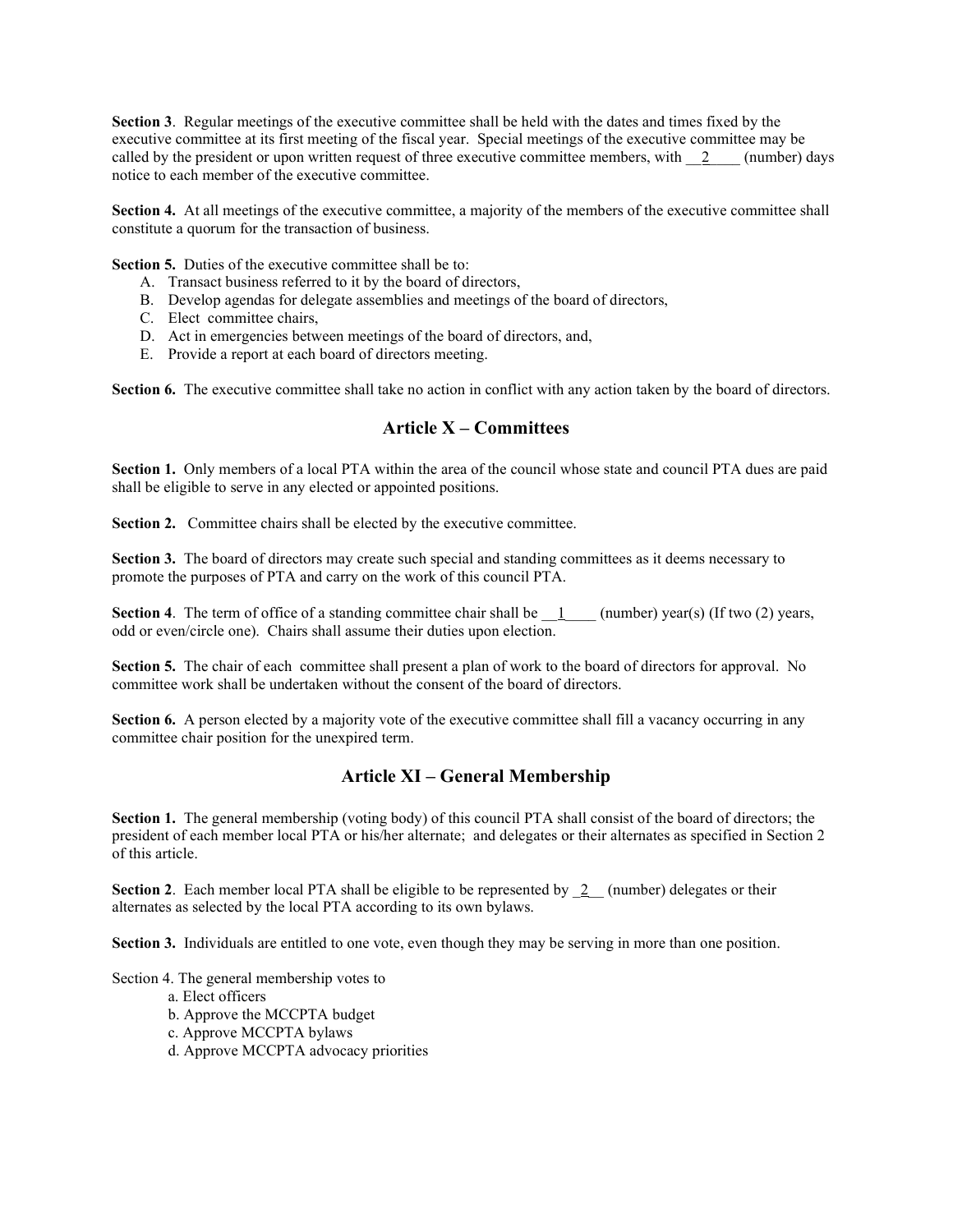**Section 3**. Regular meetings of the executive committee shall be held with the dates and times fixed by the executive committee at its first meeting of the fiscal year. Special meetings of the executive committee may be called by the president or upon written request of three executive committee members, with __2____ (number) days notice to each member of the executive committee.

**Section 4.** At all meetings of the executive committee, a majority of the members of the executive committee shall constitute a quorum for the transaction of business.

**Section 5.** Duties of the executive committee shall be to:

A. Transact business referred to it by the board of directors,
B. Develop agendas for delegate assemblies and meetings of the board of directors,
C. Elect committee chairs,
D. Act in emergencies between meetings of the board of directors, and,
E. Provide a report at each board of directors meeting.

**Section 6.** The executive committee shall take no action in conflict with any action taken by the board of directors.

## Article X – Committees

**Section 1.** Only members of a local PTA within the area of the council whose state and council PTA dues are paid shall be eligible to serve in any elected or appointed positions.

**Section 2.** Committee chairs shall be elected by the executive committee.

**Section 3.** The board of directors may create such special and standing committees as it deems necessary to promote the purposes of PTA and carry on the work of this council PTA.

**Section 4**. The term of office of a standing committee chair shall be __1____ (number) year(s) (If two (2) years, odd or even/circle one). Chairs shall assume their duties upon election.

**Section 5.** The chair of each committee shall present a plan of work to the board of directors for approval. No committee work shall be undertaken without the consent of the board of directors.

**Section 6.** A person elected by a majority vote of the executive committee shall fill a vacancy occurring in any committee chair position for the unexpired term.

## Article XI – General Membership

**Section 1.** The general membership (voting body) of this council PTA shall consist of the board of directors; the president of each member local PTA or his/her alternate; and delegates or their alternates as specified in Section 2 of this article.

**Section 2**. Each member local PTA shall be eligible to be represented by _2__ (number) delegates or their alternates as selected by the local PTA according to its own bylaws.

**Section 3.** Individuals are entitled to one vote, even though they may be serving in more than one position.

Section 4. The general membership votes to

a. Elect officers
b. Approve the MCCPTA budget
c. Approve MCCPTA bylaws
d. Approve MCCPTA advocacy priorities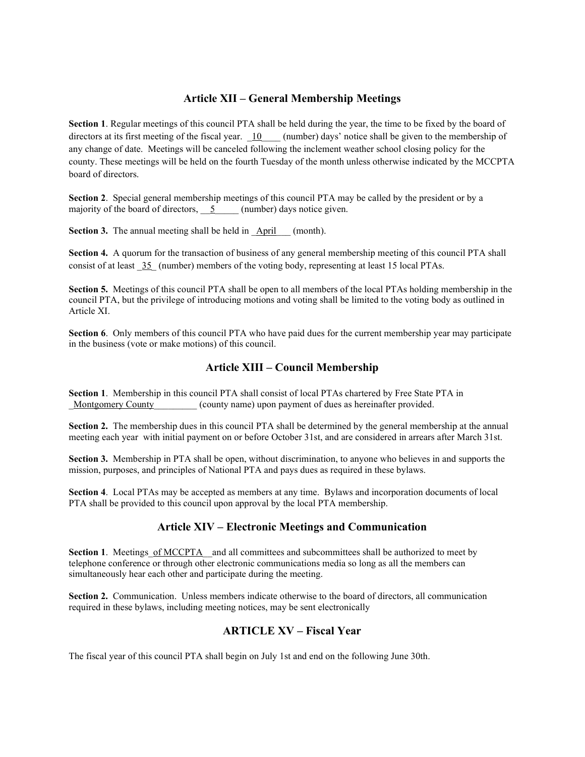## Article XII – General Membership Meetings

**Section 1**. Regular meetings of this council PTA shall be held during the year, the time to be fixed by the board of directors at its first meeting of the fiscal year. _10____ (number) days' notice shall be given to the membership of any change of date. Meetings will be canceled following the inclement weather school closing policy for the county. These meetings will be held on the fourth Tuesday of the month unless otherwise indicated by the MCCPTA board of directors.

**Section 2**. Special general membership meetings of this council PTA may be called by the president or by a majority of the board of directors, __5_____ (number) days notice given.

**Section 3.** The annual meeting shall be held in _April___ (month).

**Section 4.** A quorum for the transaction of business of any general membership meeting of this council PTA shall consist of at least _35_ (number) members of the voting body, representing at least 15 local PTAs.

**Section 5.** Meetings of this council PTA shall be open to all members of the local PTAs holding membership in the council PTA, but the privilege of introducing motions and voting shall be limited to the voting body as outlined in Article XI.

**Section 6**. Only members of this council PTA who have paid dues for the current membership year may participate in the business (vote or make motions) of this council.

## Article XIII – Council Membership

**Section 1**. Membership in this council PTA shall consist of local PTAs chartered by Free State PTA in _Montgomery County_________ (county name) upon payment of dues as hereinafter provided.

**Section 2.** The membership dues in this council PTA shall be determined by the general membership at the annual meeting each year with initial payment on or before October 31st, and are considered in arrears after March 31st.

**Section 3.** Membership in PTA shall be open, without discrimination, to anyone who believes in and supports the mission, purposes, and principles of National PTA and pays dues as required in these bylaws.

**Section 4**. Local PTAs may be accepted as members at any time. Bylaws and incorporation documents of local PTA shall be provided to this council upon approval by the local PTA membership.

## Article XIV – Electronic Meetings and Communication

**Section 1**. Meetings_of MCCPTA__and all committees and subcommittees shall be authorized to meet by telephone conference or through other electronic communications media so long as all the members can simultaneously hear each other and participate during the meeting.

**Section 2.** Communication. Unless members indicate otherwise to the board of directors, all communication required in these bylaws, including meeting notices, may be sent electronically

## ARTICLE XV – Fiscal Year

The fiscal year of this council PTA shall begin on July 1st and end on the following June 30th.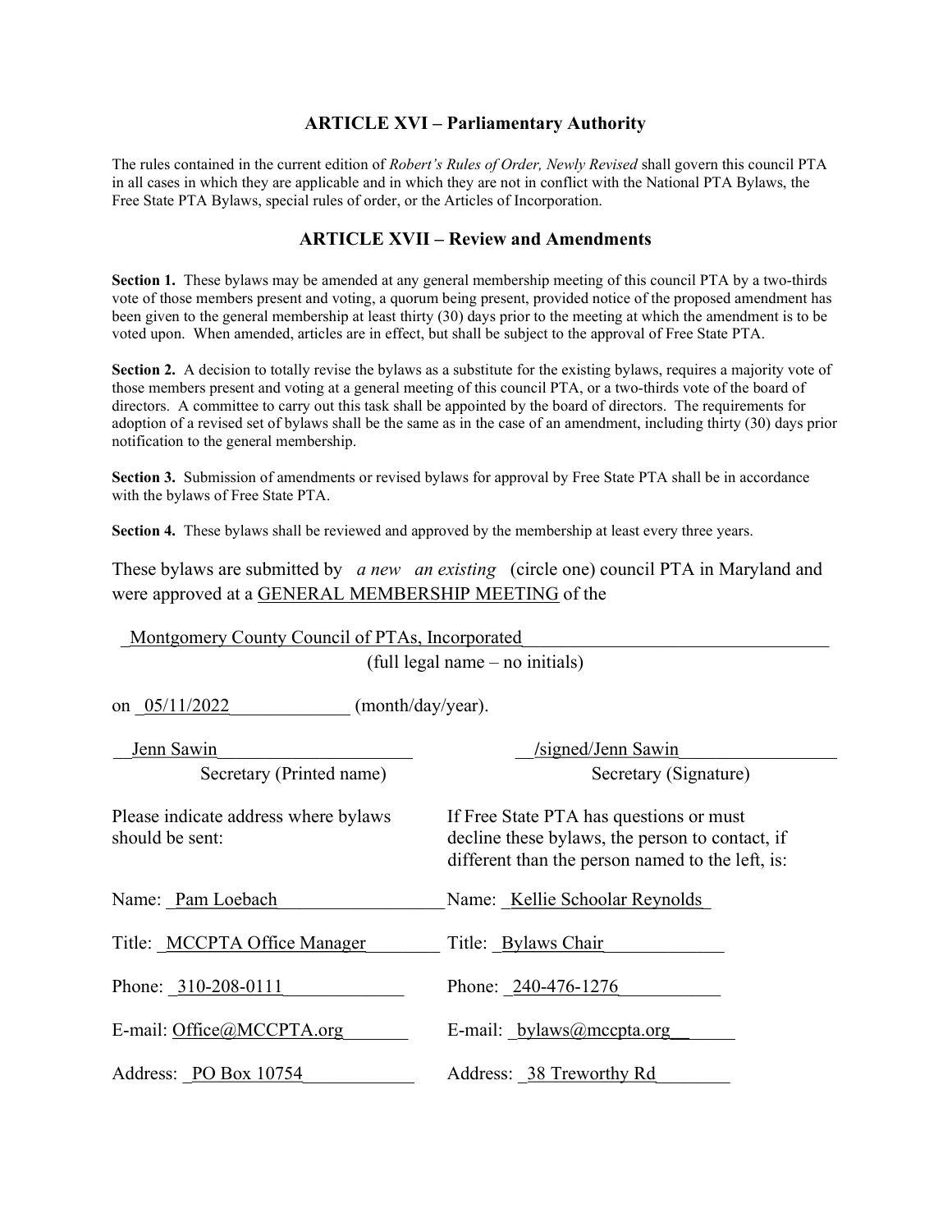## ARTICLE XVI – Parliamentary Authority

The rules contained in the current edition of *Robert's Rules of Order, Newly Revised* shall govern this council PTA in all cases in which they are applicable and in which they are not in conflict with the National PTA Bylaws, the Free State PTA Bylaws, special rules of order, or the Articles of Incorporation.

## ARTICLE XVII – Review and Amendments

**Section 1.** These bylaws may be amended at any general membership meeting of this council PTA by a two-thirds vote of those members present and voting, a quorum being present, provided notice of the proposed amendment has been given to the general membership at least thirty (30) days prior to the meeting at which the amendment is to be voted upon. When amended, articles are in effect, but shall be subject to the approval of Free State PTA.

**Section 2.** A decision to totally revise the bylaws as a substitute for the existing bylaws, requires a majority vote of those members present and voting at a general meeting of this council PTA, or a two-thirds vote of the board of directors. A committee to carry out this task shall be appointed by the board of directors. The requirements for adoption of a revised set of bylaws shall be the same as in the case of an amendment, including thirty (30) days prior notification to the general membership.

**Section 3.** Submission of amendments or revised bylaws for approval by Free State PTA shall be in accordance with the bylaws of Free State PTA.

**Section 4.** These bylaws shall be reviewed and approved by the membership at least every three years.

These bylaws are submitted by *a new* *an existing* (circle one) council PTA in Maryland and were approved at a GENERAL MEMBERSHIP MEETING of the

Montgomery County Council of PTAs, Incorporated
(full legal name – no initials)

on 05/11/2022 (month/day/year).

| Jenn Sawin | /signed/Jenn Sawin |
|---|---|
| Secretary (Printed name) | Secretary (Signature) |

| Please indicate address where bylaws should be sent: | If Free State PTA has questions or must decline these bylaws, the person to contact, if different than the person named to the left, is: |
|---|---|
| Name: Pam Loebach | Name: Kellie Schoolar Reynolds |
| Title: MCCPTA Office Manager | Title: Bylaws Chair |
| Phone: 310-208-0111 | Phone: 240-476-1276 |
| E-mail: Office@MCCPTA.org | E-mail: bylaws@mccpta.org |
| Address: PO Box 10754 | Address: 38 Treworthy Rd |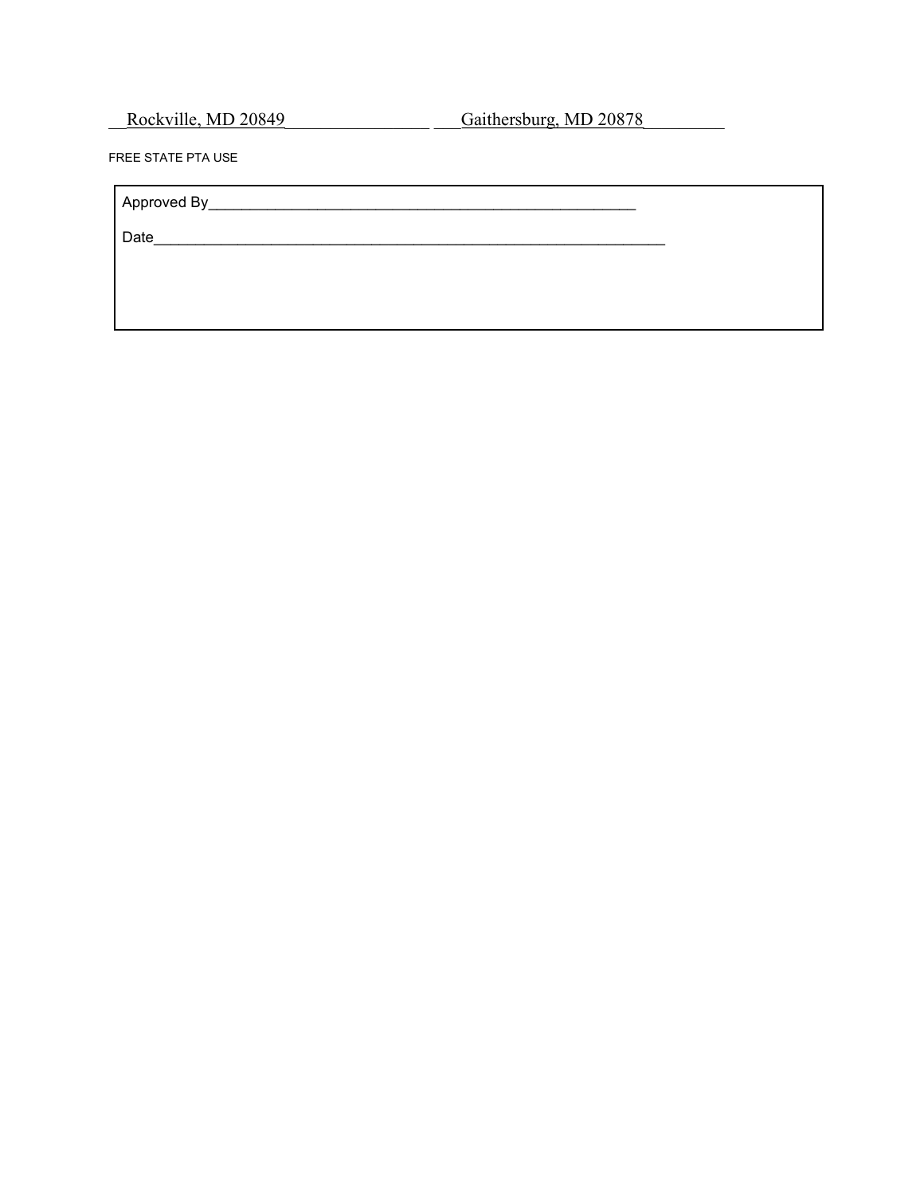__Rockville, MD 20849________________ ___Gaithersburg, MD 20878_________

FREE STATE PTA USE

| Approved By_____________________________________________________ |
|---|
| Date_________________________________________________________________ |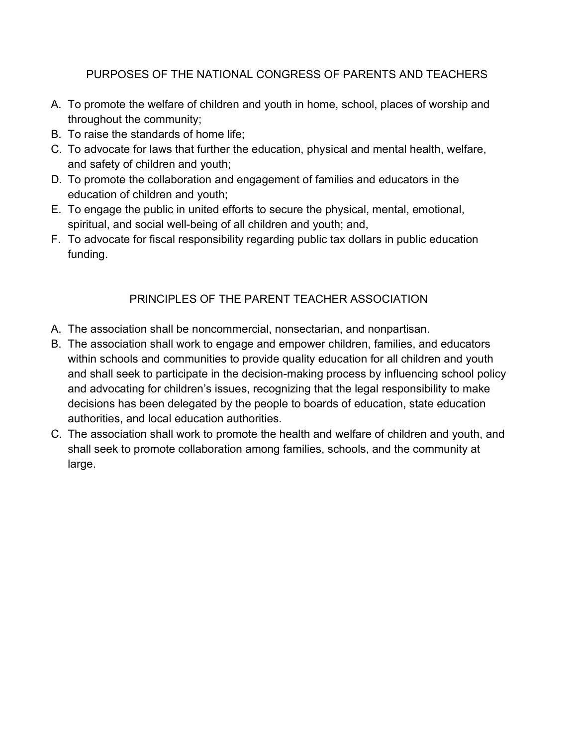## PURPOSES OF THE NATIONAL CONGRESS OF PARENTS AND TEACHERS

A. To promote the welfare of children and youth in home, school, places of worship and throughout the community;
B. To raise the standards of home life;
C. To advocate for laws that further the education, physical and mental health, welfare, and safety of children and youth;
D. To promote the collaboration and engagement of families and educators in the education of children and youth;
E. To engage the public in united efforts to secure the physical, mental, emotional, spiritual, and social well-being of all children and youth; and,
F. To advocate for fiscal responsibility regarding public tax dollars in public education funding.

## PRINCIPLES OF THE PARENT TEACHER ASSOCIATION

A. The association shall be noncommercial, nonsectarian, and nonpartisan.
B. The association shall work to engage and empower children, families, and educators within schools and communities to provide quality education for all children and youth and shall seek to participate in the decision-making process by influencing school policy and advocating for children's issues, recognizing that the legal responsibility to make decisions has been delegated by the people to boards of education, state education authorities, and local education authorities.
C. The association shall work to promote the health and welfare of children and youth, and shall seek to promote collaboration among families, schools, and the community at large.